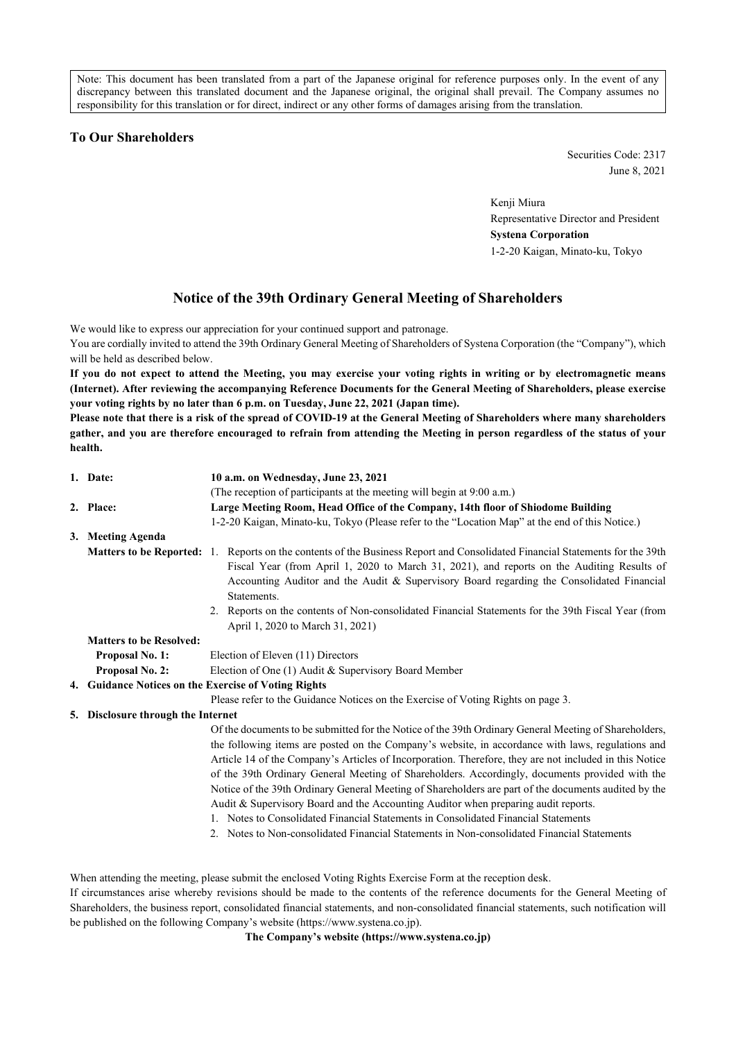Note: This document has been translated from a part of the Japanese original for reference purposes only. In the event of any discrepancy between this translated document and the Japanese original, the original shall prevail. The Company assumes no responsibility for this translation or for direct, indirect or any other forms of damages arising from the translation.

**To Our Shareholders**

Securities Code: 2317
June 8, 2021

Kenji Miura
Representative Director and President
**Systena Corporation**
1-2-20 Kaigan, Minato-ku, Tokyo

## Notice of the 39th Ordinary General Meeting of Shareholders

We would like to express our appreciation for your continued support and patronage.

You are cordially invited to attend the 39th Ordinary General Meeting of Shareholders of Systena Corporation (the "Company"), which will be held as described below.

**If you do not expect to attend the Meeting, you may exercise your voting rights in writing or by electromagnetic means (Internet). After reviewing the accompanying Reference Documents for the General Meeting of Shareholders, please exercise your voting rights by no later than 6 p.m. on Tuesday, June 22, 2021 (Japan time).**

**Please note that there is a risk of the spread of COVID-19 at the General Meeting of Shareholders where many shareholders gather, and you are therefore encouraged to refrain from attending the Meeting in person regardless of the status of your health.**

1. **Date:** **10 a.m. on Wednesday, June 23, 2021**
   (The reception of participants at the meeting will begin at 9:00 a.m.)
2. **Place:** **Large Meeting Room, Head Office of the Company, 14th floor of Shiodome Building**
   1-2-20 Kaigan, Minato-ku, Tokyo (Please refer to the "Location Map" at the end of this Notice.)
3. **Meeting Agenda**
   **Matters to be Reported:**
   1. Reports on the contents of the Business Report and Consolidated Financial Statements for the 39th Fiscal Year (from April 1, 2020 to March 31, 2021), and reports on the Auditing Results of Accounting Auditor and the Audit & Supervisory Board regarding the Consolidated Financial Statements.
   2. Reports on the contents of Non-consolidated Financial Statements for the 39th Fiscal Year (from April 1, 2020 to March 31, 2021)

   **Matters to be Resolved:**
   **Proposal No. 1:** Election of Eleven (11) Directors
   **Proposal No. 2:** Election of One (1) Audit & Supervisory Board Member
4. **Guidance Notices on the Exercise of Voting Rights**
   Please refer to the Guidance Notices on the Exercise of Voting Rights on page 3.
5. **Disclosure through the Internet**
   Of the documents to be submitted for the Notice of the 39th Ordinary General Meeting of Shareholders, the following items are posted on the Company's website, in accordance with laws, regulations and Article 14 of the Company's Articles of Incorporation. Therefore, they are not included in this Notice of the 39th Ordinary General Meeting of Shareholders. Accordingly, documents provided with the Notice of the 39th Ordinary General Meeting of Shareholders are part of the documents audited by the Audit & Supervisory Board and the Accounting Auditor when preparing audit reports.
   1. Notes to Consolidated Financial Statements in Consolidated Financial Statements
   2. Notes to Non-consolidated Financial Statements in Non-consolidated Financial Statements

When attending the meeting, please submit the enclosed Voting Rights Exercise Form at the reception desk.

If circumstances arise whereby revisions should be made to the contents of the reference documents for the General Meeting of Shareholders, the business report, consolidated financial statements, and non-consolidated financial statements, such notification will be published on the following Company's website (https://www.systena.co.jp).

**The Company's website (https://www.systena.co.jp)**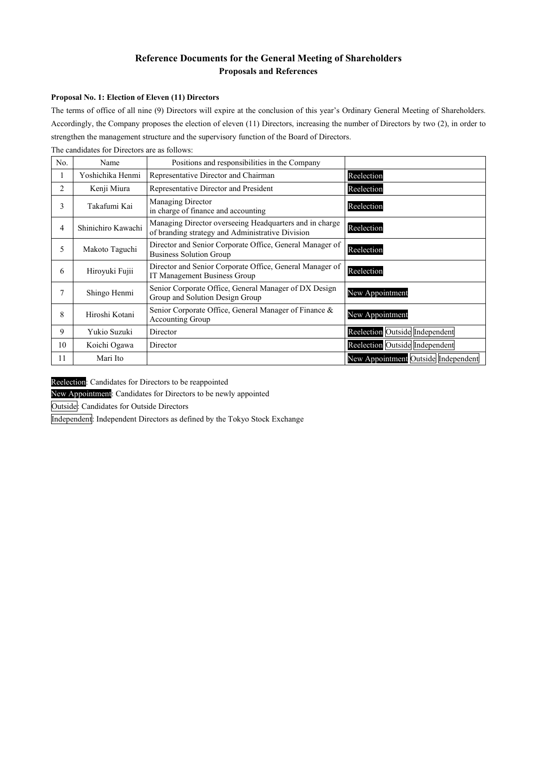## Reference Documents for the General Meeting of Shareholders
### Proposals and References

**Proposal No. 1: Election of Eleven (11) Directors**

The terms of office of all nine (9) Directors will expire at the conclusion of this year's Ordinary General Meeting of Shareholders. Accordingly, the Company proposes the election of eleven (11) Directors, increasing the number of Directors by two (2), in order to strengthen the management structure and the supervisory function of the Board of Directors.

The candidates for Directors are as follows:

| No. | Name | Positions and responsibilities in the Company | |
|---|---|---|---|
| 1 | Yoshichika Henmi | Representative Director and Chairman | Reelection |
| 2 | Kenji Miura | Representative Director and President | Reelection |
| 3 | Takafumi Kai | Managing Director in charge of finance and accounting | Reelection |
| 4 | Shinichiro Kawachi | Managing Director overseeing Headquarters and in charge of branding strategy and Administrative Division | Reelection |
| 5 | Makoto Taguchi | Director and Senior Corporate Office, General Manager of Business Solution Group | Reelection |
| 6 | Hiroyuki Fujii | Director and Senior Corporate Office, General Manager of IT Management Business Group | Reelection |
| 7 | Shingo Henmi | Senior Corporate Office, General Manager of DX Design Group and Solution Design Group | New Appointment |
| 8 | Hiroshi Kotani | Senior Corporate Office, General Manager of Finance & Accounting Group | New Appointment |
| 9 | Yukio Suzuki | Director | Reelection Outside Independent |
| 10 | Koichi Ogawa | Director | Reelection Outside Independent |
| 11 | Mari Ito | | New Appointment Outside Independent |

Reelection: Candidates for Directors to be reappointed

New Appointment: Candidates for Directors to be newly appointed

Outside: Candidates for Outside Directors

Independent: Independent Directors as defined by the Tokyo Stock Exchange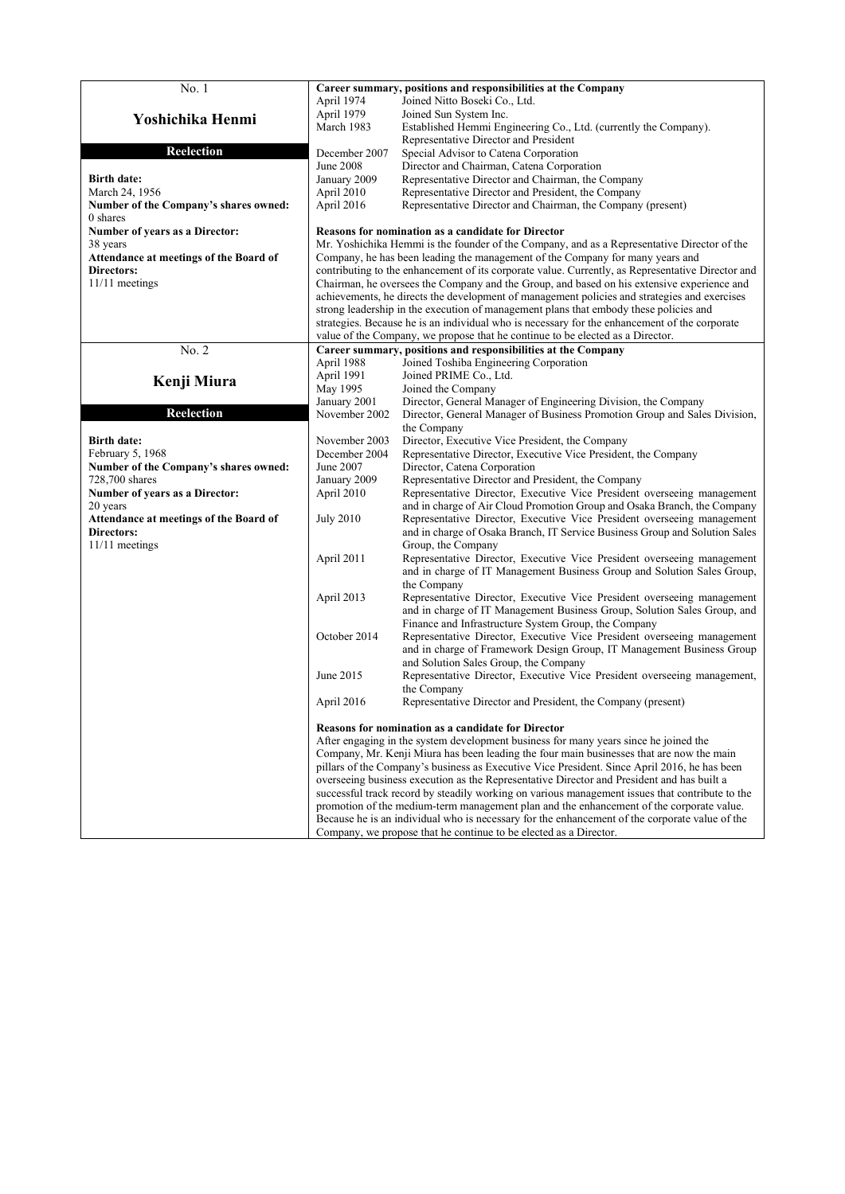| No. 1 | Career summary, positions and responsibilities at the Company | |
|---|---|---|
| **Yoshichika Henmi**<br><br>**Reelection**<br><br>**Birth date:**<br>March 24, 1956<br>**Number of the Company's shares owned:**<br>0 shares<br>**Number of years as a Director:**<br>38 years<br>**Attendance at meetings of the Board of Directors:**<br>11/11 meetings | April 1974 | Joined Nitto Boseki Co., Ltd. |
| | April 1979 | Joined Sun System Inc. |
| | March 1983 | Established Hemmi Engineering Co., Ltd. (currently the Company). Representative Director and President |
| | December 2007 | Special Advisor to Catena Corporation |
| | June 2008 | Director and Chairman, Catena Corporation |
| | January 2009 | Representative Director and Chairman, the Company |
| | April 2010 | Representative Director and President, the Company |
| | April 2016 | Representative Director and Chairman, the Company (present) |
| | **Reasons for nomination as a candidate for Director**<br>Mr. Yoshichika Hemmi is the founder of the Company, and as a Representative Director of the Company, he has been leading the management of the Company for many years and contributing to the enhancement of its corporate value. Currently, as Representative Director and Chairman, he oversees the Company and the Group, and based on his extensive experience and achievements, he directs the development of management policies and strategies and exercises strong leadership in the execution of management plans that embody these policies and strategies. Because he is an individual who is necessary for the enhancement of the corporate value of the Company, we propose that he continue to be elected as a Director. | |

| No. 2 | Career summary, positions and responsibilities at the Company | |
|---|---|---|
| **Kenji Miura**<br><br>**Reelection**<br><br>**Birth date:**<br>February 5, 1968<br>**Number of the Company's shares owned:**<br>728,700 shares<br>**Number of years as a Director:**<br>20 years<br>**Attendance at meetings of the Board of Directors:**<br>11/11 meetings | April 1988 | Joined Toshiba Engineering Corporation |
| | April 1991 | Joined PRIME Co., Ltd. |
| | May 1995 | Joined the Company |
| | January 2001 | Director, General Manager of Engineering Division, the Company |
| | November 2002 | Director, General Manager of Business Promotion Group and Sales Division, the Company |
| | November 2003 | Director, Executive Vice President, the Company |
| | December 2004 | Representative Director, Executive Vice President, the Company |
| | June 2007 | Director, Catena Corporation |
| | January 2009 | Representative Director and President, the Company |
| | April 2010 | Representative Director, Executive Vice President overseeing management and in charge of Air Cloud Promotion Group and Osaka Branch, the Company |
| | July 2010 | Representative Director, Executive Vice President overseeing management and in charge of Osaka Branch, IT Service Business Group and Solution Sales Group, the Company |
| | April 2011 | Representative Director, Executive Vice President overseeing management and in charge of IT Management Business Group and Solution Sales Group, the Company |
| | April 2013 | Representative Director, Executive Vice President overseeing management and in charge of IT Management Business Group, Solution Sales Group, and Finance and Infrastructure System Group, the Company |
| | October 2014 | Representative Director, Executive Vice President overseeing management and in charge of Framework Design Group, IT Management Business Group and Solution Sales Group, the Company |
| | June 2015 | Representative Director, Executive Vice President overseeing management, the Company |
| | April 2016 | Representative Director and President, the Company (present) |
| | **Reasons for nomination as a candidate for Director**<br>After engaging in the system development business for many years since he joined the Company, Mr. Kenji Miura has been leading the four main businesses that are now the main pillars of the Company's business as Executive Vice President. Since April 2016, he has been overseeing business execution as the Representative Director and President and has built a successful track record by steadily working on various management issues that contribute to the promotion of the medium-term management plan and the enhancement of the corporate value. Because he is an individual who is necessary for the enhancement of the corporate value of the Company, we propose that he continue to be elected as a Director. | |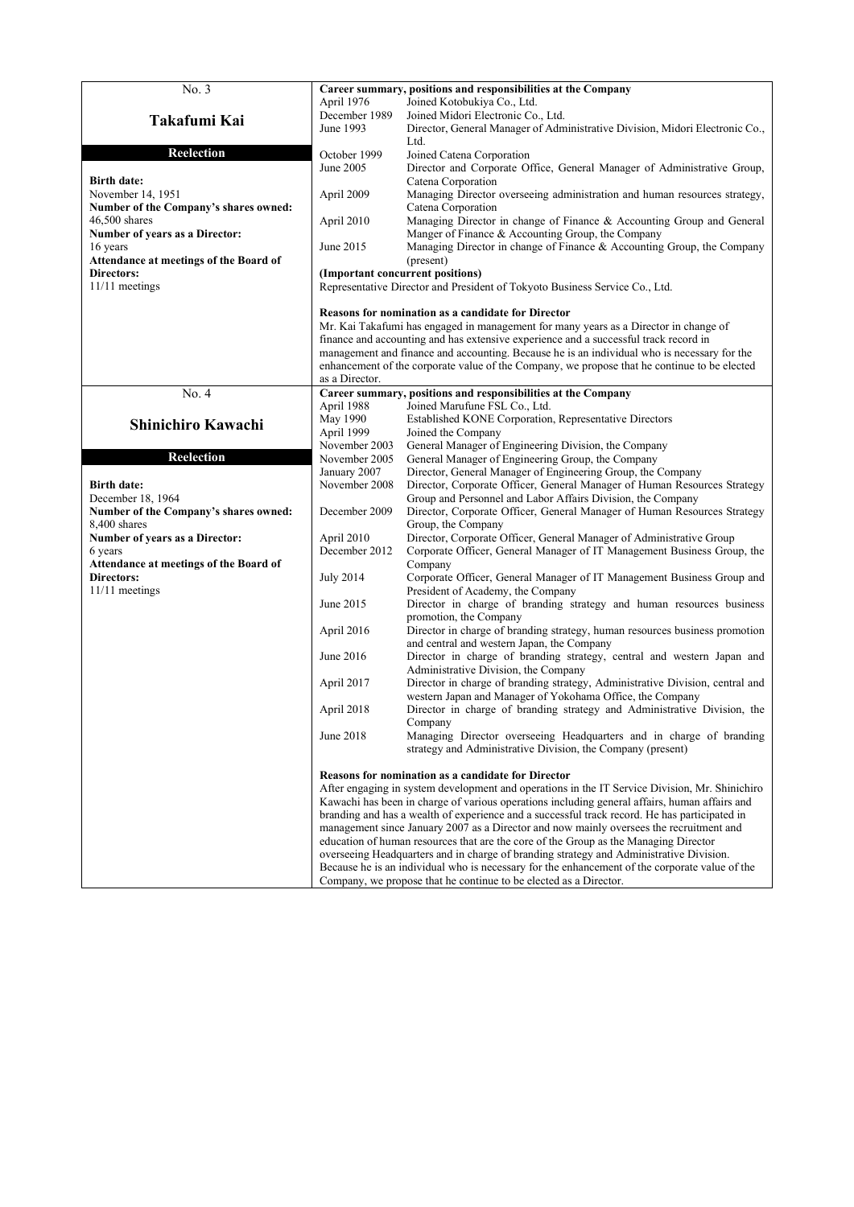| No. 3 | Career summary, positions and responsibilities at the Company | |
|---|---|---|
| **Takafumi Kai** | April 1976 | Joined Kotobukiya Co., Ltd. |
| **Reelection** | December 1989 | Joined Midori Electronic Co., Ltd. |
| **Birth date:** November 14, 1951 | June 1993 | Director, General Manager of Administrative Division, Midori Electronic Co., Ltd. |
| **Number of the Company's shares owned:** 46,500 shares | October 1999 | Joined Catena Corporation |
| **Number of years as a Director:** 16 years | June 2005 | Director and Corporate Office, General Manager of Administrative Group, Catena Corporation |
| **Attendance at meetings of the Board of Directors:** 11/11 meetings | April 2009 | Managing Director overseeing administration and human resources strategy, Catena Corporation |
| | April 2010 | Managing Director in change of Finance & Accounting Group and General Manger of Finance & Accounting Group, the Company |
| | June 2015 | Managing Director in change of Finance & Accounting Group, the Company (present) |
| | **(Important concurrent positions)** | |
| | Representative Director and President of Tokyoto Business Service Co., Ltd. | |
| | **Reasons for nomination as a candidate for Director** | |
| | Mr. Kai Takafumi has engaged in management for many years as a Director in change of finance and accounting and has extensive experience and a successful track record in management and finance and accounting. Because he is an individual who is necessary for the enhancement of the corporate value of the Company, we propose that he continue to be elected as a Director. | |

| No. 4 | Career summary, positions and responsibilities at the Company | |
|---|---|---|
| **Shinichiro Kawachi** | April 1988 | Joined Marufune FSL Co., Ltd. |
| **Reelection** | May 1990 | Established KONE Corporation, Representative Directors |
| **Birth date:** December 18, 1964 | April 1999 | Joined the Company |
| **Number of the Company's shares owned:** 8,400 shares | November 2003 | General Manager of Engineering Division, the Company |
| **Number of years as a Director:** 6 years | November 2005 | General Manager of Engineering Group, the Company |
| **Attendance at meetings of the Board of Directors:** 11/11 meetings | January 2007 | Director, General Manager of Engineering Group, the Company |
| | November 2008 | Director, Corporate Officer, General Manager of Human Resources Strategy Group and Personnel and Labor Affairs Division, the Company |
| | December 2009 | Director, Corporate Officer, General Manager of Human Resources Strategy Group, the Company |
| | April 2010 | Director, Corporate Officer, General Manager of Administrative Group |
| | December 2012 | Corporate Officer, General Manager of IT Management Business Group, the Company |
| | July 2014 | Corporate Officer, General Manager of IT Management Business Group and President of Academy, the Company |
| | June 2015 | Director in charge of branding strategy and human resources business promotion, the Company |
| | April 2016 | Director in charge of branding strategy, human resources business promotion and central and western Japan, the Company |
| | June 2016 | Director in charge of branding strategy, central and western Japan and Administrative Division, the Company |
| | April 2017 | Director in charge of branding strategy, Administrative Division, central and western Japan and Manager of Yokohama Office, the Company |
| | April 2018 | Director in charge of branding strategy and Administrative Division, the Company |
| | June 2018 | Managing Director overseeing Headquarters and in charge of branding strategy and Administrative Division, the Company (present) |
| | **Reasons for nomination as a candidate for Director** | |
| | After engaging in system development and operations in the IT Service Division, Mr. Shinichiro Kawachi has been in charge of various operations including general affairs, human affairs and branding and has a wealth of experience and a successful track record. He has participated in management since January 2007 as a Director and now mainly oversees the recruitment and education of human resources that are the core of the Group as the Managing Director overseeing Headquarters and in charge of branding strategy and Administrative Division. Because he is an individual who is necessary for the enhancement of the corporate value of the Company, we propose that he continue to be elected as a Director. | |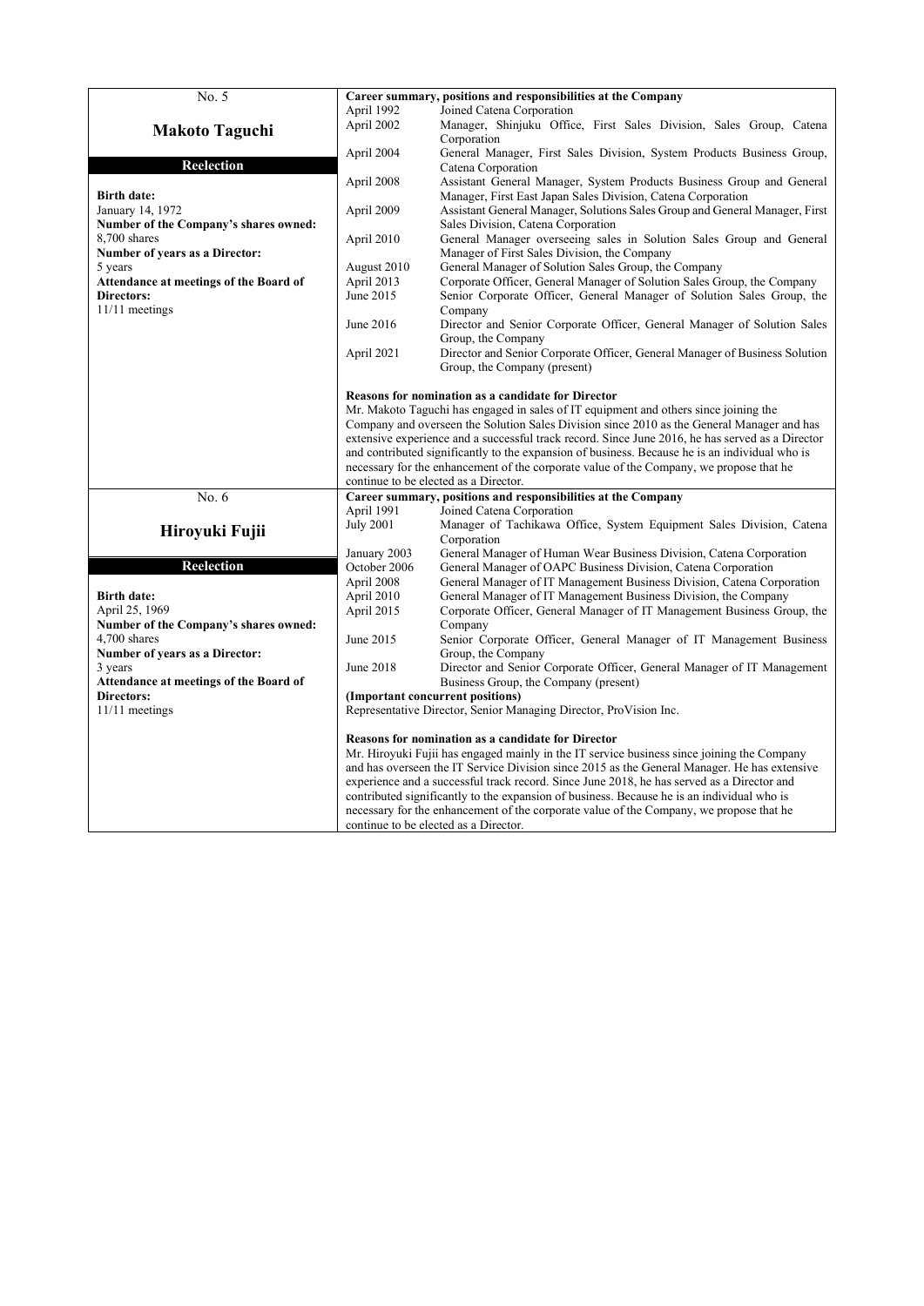| No. 5 | Career summary, positions and responsibilities at the Company | |
|---|---|---|
| **Makoto Taguchi** | April 1992 | Joined Catena Corporation |
| **Reelection** | April 2002 | Manager, Shinjuku Office, First Sales Division, Sales Group, Catena Corporation |
| **Birth date:** January 14, 1972 | April 2004 | General Manager, First Sales Division, System Products Business Group, Catena Corporation |
| **Number of the Company's shares owned:** 8,700 shares | April 2008 | Assistant General Manager, System Products Business Group and General Manager, First East Japan Sales Division, Catena Corporation |
| **Number of years as a Director:** 5 years | April 2009 | Assistant General Manager, Solutions Sales Group and General Manager, First Sales Division, Catena Corporation |
| **Attendance at meetings of the Board of Directors:** 11/11 meetings | April 2010 | General Manager overseeing sales in Solution Sales Group and General Manager of First Sales Division, the Company |
| | August 2010 | General Manager of Solution Sales Group, the Company |
| | April 2013 | Corporate Officer, General Manager of Solution Sales Group, the Company |
| | June 2015 | Senior Corporate Officer, General Manager of Solution Sales Group, the Company |
| | June 2016 | Director and Senior Corporate Officer, General Manager of Solution Sales Group, the Company |
| | April 2021 | Director and Senior Corporate Officer, General Manager of Business Solution Group, the Company (present) |
| | **Reasons for nomination as a candidate for Director**<br>Mr. Makoto Taguchi has engaged in sales of IT equipment and others since joining the Company and overseen the Solution Sales Division since 2010 as the General Manager and has extensive experience and a successful track record. Since June 2016, he has served as a Director and contributed significantly to the expansion of business. Because he is an individual who is necessary for the enhancement of the corporate value of the Company, we propose that he continue to be elected as a Director. | |

| No. 6 | Career summary, positions and responsibilities at the Company | |
|---|---|---|
| **Hiroyuki Fujii** | April 1991 | Joined Catena Corporation |
| **Reelection** | July 2001 | Manager of Tachikawa Office, System Equipment Sales Division, Catena Corporation |
| **Birth date:** April 25, 1969 | January 2003 | General Manager of Human Wear Business Division, Catena Corporation |
| **Number of the Company's shares owned:** 4,700 shares | October 2006 | General Manager of OAPC Business Division, Catena Corporation |
| **Number of years as a Director:** 3 years | April 2008 | General Manager of IT Management Business Division, Catena Corporation |
| **Attendance at meetings of the Board of Directors:** 11/11 meetings | April 2010 | General Manager of IT Management Business Division, the Company |
| | April 2015 | Corporate Officer, General Manager of IT Management Business Group, the Company |
| | June 2015 | Senior Corporate Officer, General Manager of IT Management Business Group, the Company |
| | June 2018 | Director and Senior Corporate Officer, General Manager of IT Management Business Group, the Company (present) |
| | **(Important concurrent positions)**<br>Representative Director, Senior Managing Director, ProVision Inc. | |
| | **Reasons for nomination as a candidate for Director**<br>Mr. Hiroyuki Fujii has engaged mainly in the IT service business since joining the Company and has overseen the IT Service Division since 2015 as the General Manager. He has extensive experience and a successful track record. Since June 2018, he has served as a Director and contributed significantly to the expansion of business. Because he is an individual who is necessary for the enhancement of the corporate value of the Company, we propose that he continue to be elected as a Director. | |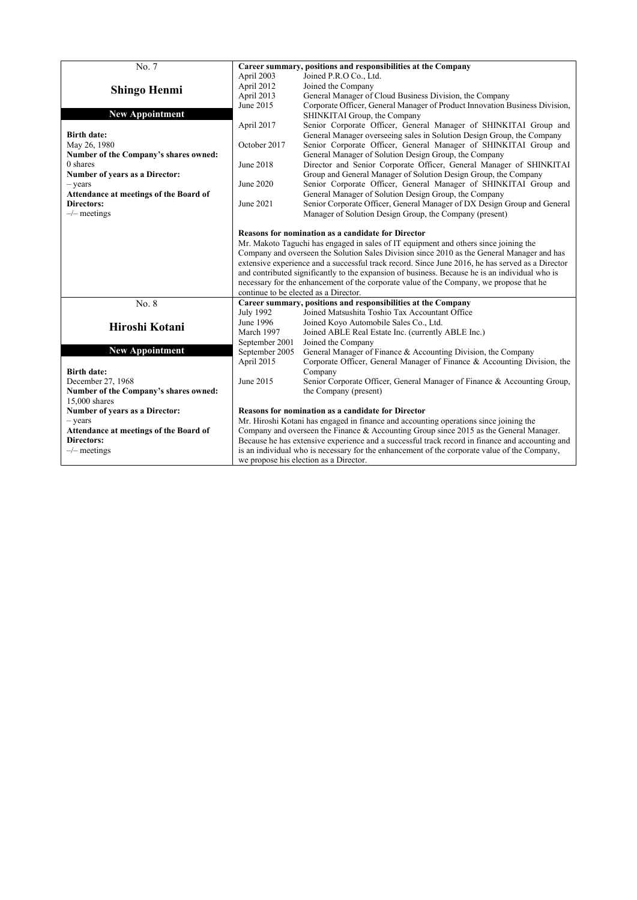| No. 7 | Career summary, positions and responsibilities at the Company | |
|---|---|---|
| **Shingo Henmi** | April 2003 | Joined P.R.O Co., Ltd. |
| **New Appointment** | April 2012 | Joined the Company |
| **Birth date:** May 26, 1980 | April 2013 | General Manager of Cloud Business Division, the Company |
| **Number of the Company's shares owned:** 0 shares | June 2015 | Corporate Officer, General Manager of Product Innovation Business Division, SHINKITAI Group, the Company |
| **Number of years as a Director:** – years | April 2017 | Senior Corporate Officer, General Manager of SHINKITAI Group and General Manager overseeing sales in Solution Design Group, the Company |
| **Attendance at meetings of the Board of Directors:** –/– meetings | October 2017 | Senior Corporate Officer, General Manager of SHINKITAI Group and General Manager of Solution Design Group, the Company |
| | June 2018 | Director and Senior Corporate Officer, General Manager of SHINKITAI Group and General Manager of Solution Design Group, the Company |
| | June 2020 | Senior Corporate Officer, General Manager of SHINKITAI Group and General Manager of Solution Design Group, the Company |
| | June 2021 | Senior Corporate Officer, General Manager of DX Design Group and General Manager of Solution Design Group, the Company (present) |
| | **Reasons for nomination as a candidate for Director** | |
| | Mr. Makoto Taguchi has engaged in sales of IT equipment and others since joining the Company and overseen the Solution Sales Division since 2010 as the General Manager and has extensive experience and a successful track record. Since June 2016, he has served as a Director and contributed significantly to the expansion of business. Because he is an individual who is necessary for the enhancement of the corporate value of the Company, we propose that he continue to be elected as a Director. | |

| No. 8 | Career summary, positions and responsibilities at the Company | |
|---|---|---|
| **Hiroshi Kotani** | July 1992 | Joined Matsushita Toshio Tax Accountant Office |
| **New Appointment** | June 1996 | Joined Koyo Automobile Sales Co., Ltd. |
| **Birth date:** December 27, 1968 | March 1997 | Joined ABLE Real Estate Inc. (currently ABLE Inc.) |
| **Number of the Company's shares owned:** 15,000 shares | September 2001 | Joined the Company |
| **Number of years as a Director:** – years | September 2005 | General Manager of Finance & Accounting Division, the Company |
| **Attendance at meetings of the Board of Directors:** –/– meetings | April 2015 | Corporate Officer, General Manager of Finance & Accounting Division, the Company |
| | June 2015 | Senior Corporate Officer, General Manager of Finance & Accounting Group, the Company (present) |
| | **Reasons for nomination as a candidate for Director** | |
| | Mr. Hiroshi Kotani has engaged in finance and accounting operations since joining the Company and overseen the Finance & Accounting Group since 2015 as the General Manager. Because he has extensive experience and a successful track record in finance and accounting and is an individual who is necessary for the enhancement of the corporate value of the Company, we propose his election as a Director. | |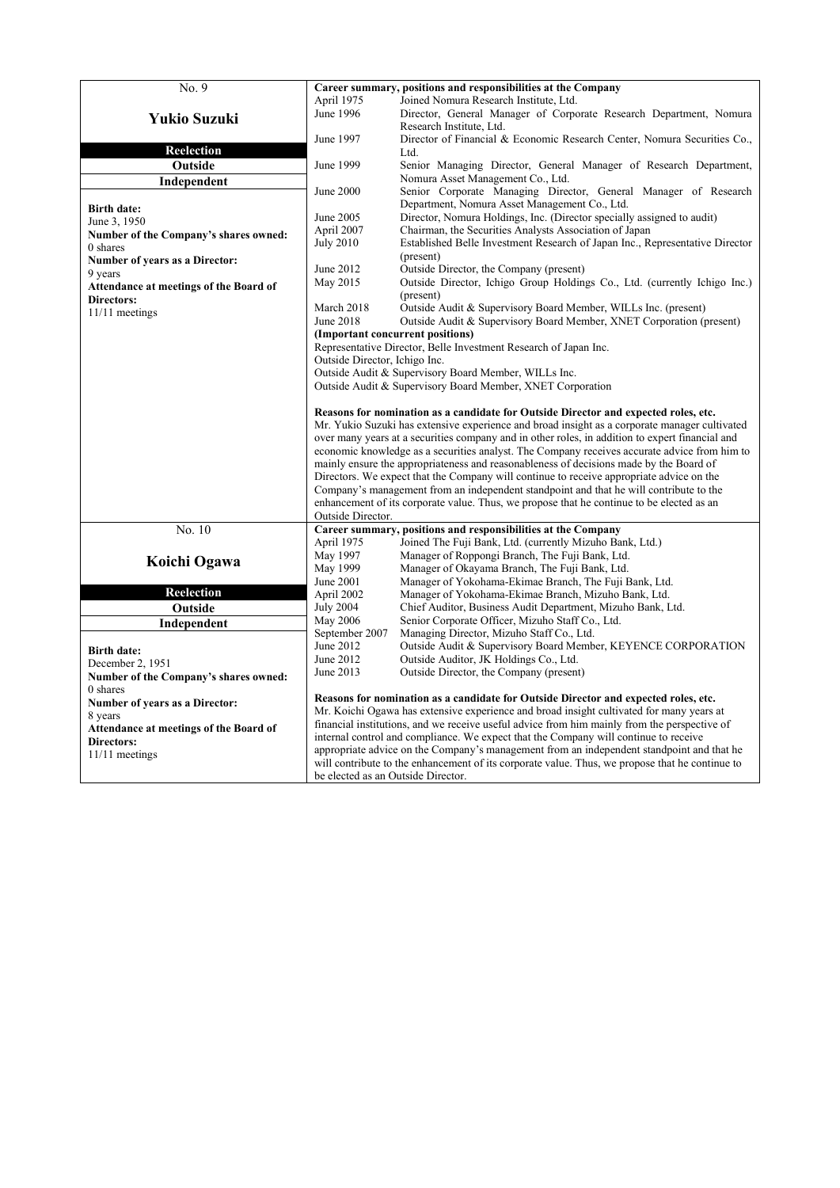| No. 9 | Career summary, positions and responsibilities at the Company | |
|---|---|---|
| **Yukio Suzuki** | April 1975 | Joined Nomura Research Institute, Ltd. |
| **Reelection** | June 1996 | Director, General Manager of Corporate Research Department, Nomura Research Institute, Ltd. |
| **Outside** | June 1997 | Director of Financial & Economic Research Center, Nomura Securities Co., Ltd. |
| **Independent** | June 1999 | Senior Managing Director, General Manager of Research Department, Nomura Asset Management Co., Ltd. |
| **Birth date:** June 3, 1950 | June 2000 | Senior Corporate Managing Director, General Manager of Research Department, Nomura Asset Management Co., Ltd. |
| **Number of the Company's shares owned:** 0 shares | June 2005 | Director, Nomura Holdings, Inc. (Director specially assigned to audit) |
| **Number of years as a Director:** 9 years | April 2007 | Chairman, the Securities Analysts Association of Japan |
| **Attendance at meetings of the Board of Directors:** 11/11 meetings | July 2010 | Established Belle Investment Research of Japan Inc., Representative Director (present) |
| | June 2012 | Outside Director, the Company (present) |
| | May 2015 | Outside Director, Ichigo Group Holdings Co., Ltd. (currently Ichigo Inc.) (present) |
| | March 2018 | Outside Audit & Supervisory Board Member, WILLs Inc. (present) |
| | June 2018 | Outside Audit & Supervisory Board Member, XNET Corporation (present) |
| | **(Important concurrent positions)**<br>Representative Director, Belle Investment Research of Japan Inc.<br>Outside Director, Ichigo Inc.<br>Outside Audit & Supervisory Board Member, WILLs Inc.<br>Outside Audit & Supervisory Board Member, XNET Corporation | |
| | **Reasons for nomination as a candidate for Outside Director and expected roles, etc.**<br>Mr. Yukio Suzuki has extensive experience and broad insight as a corporate manager cultivated over many years at a securities company and in other roles, in addition to expert financial and economic knowledge as a securities analyst. The Company receives accurate advice from him to mainly ensure the appropriateness and reasonableness of decisions made by the Board of Directors. We expect that the Company will continue to receive appropriate advice on the Company's management from an independent standpoint and that he will contribute to the enhancement of its corporate value. Thus, we propose that he continue to be elected as an Outside Director. | |

| No. 10 | Career summary, positions and responsibilities at the Company | |
|---|---|---|
| **Koichi Ogawa** | April 1975 | Joined The Fuji Bank, Ltd. (currently Mizuho Bank, Ltd.) |
| **Reelection** | May 1997 | Manager of Roppongi Branch, The Fuji Bank, Ltd. |
| **Outside** | May 1999 | Manager of Okayama Branch, The Fuji Bank, Ltd. |
| **Independent** | June 2001 | Manager of Yokohama-Ekimae Branch, The Fuji Bank, Ltd. |
| **Birth date:** December 2, 1951 | April 2002 | Manager of Yokohama-Ekimae Branch, Mizuho Bank, Ltd. |
| **Number of the Company's shares owned:** 0 shares | July 2004 | Chief Auditor, Business Audit Department, Mizuho Bank, Ltd. |
| **Number of years as a Director:** 8 years | May 2006 | Senior Corporate Officer, Mizuho Staff Co., Ltd. |
| **Attendance at meetings of the Board of Directors:** 11/11 meetings | September 2007 | Managing Director, Mizuho Staff Co., Ltd. |
| | June 2012 | Outside Audit & Supervisory Board Member, KEYENCE CORPORATION |
| | June 2012 | Outside Auditor, JK Holdings Co., Ltd. |
| | June 2013 | Outside Director, the Company (present) |
| | **Reasons for nomination as a candidate for Outside Director and expected roles, etc.**<br>Mr. Koichi Ogawa has extensive experience and broad insight cultivated for many years at financial institutions, and we receive useful advice from him mainly from the perspective of internal control and compliance. We expect that the Company will continue to receive appropriate advice on the Company's management from an independent standpoint and that he will contribute to the enhancement of its corporate value. Thus, we propose that he continue to be elected as an Outside Director. | |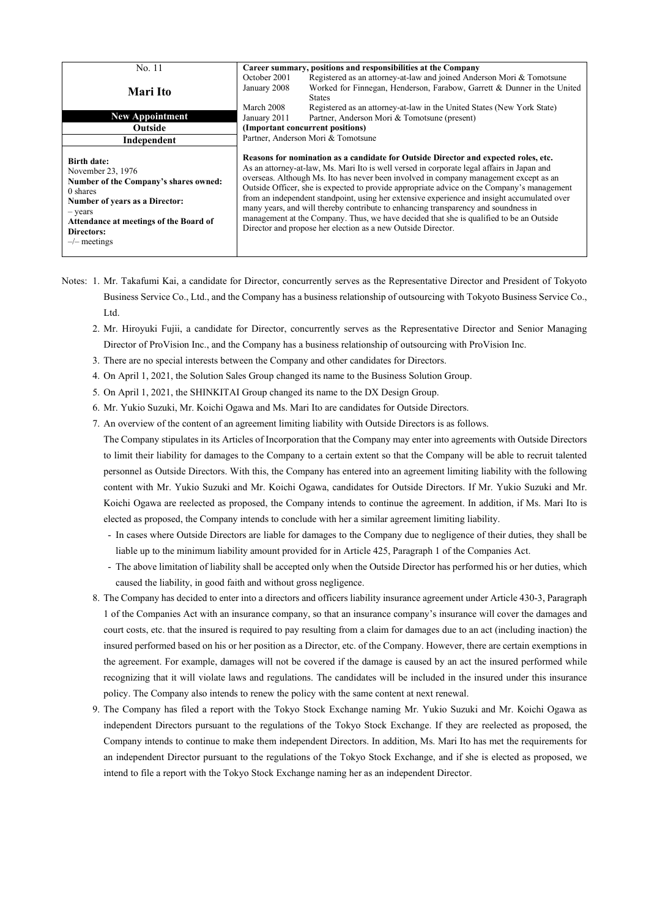| No. 11<br><br>**Mari Ito**<br><br>**New Appointment**<br>**Outside**<br>**Independent** | **Career summary, positions and responsibilities at the Company**<br>October 2001 Registered as an attorney-at-law and joined Anderson Mori & Tomotsune<br>January 2008 Worked for Finnegan, Henderson, Farabow, Garrett & Dunner in the United States<br>March 2008 Registered as an attorney-at-law in the United States (New York State)<br>January 2011 Partner, Anderson Mori & Tomotsune (present)<br>**(Important concurrent positions)**<br>Partner, Anderson Mori & Tomotsune |
|---|---|
| **Birth date:**<br>November 23, 1976<br>**Number of the Company's shares owned:**<br>0 shares<br>**Number of years as a Director:**<br>– years<br>**Attendance at meetings of the Board of Directors:**<br>–/– meetings | **Reasons for nomination as a candidate for Outside Director and expected roles, etc.**<br>As an attorney-at-law, Ms. Mari Ito is well versed in corporate legal affairs in Japan and overseas. Although Ms. Ito has never been involved in company management except as an Outside Officer, she is expected to provide appropriate advice on the Company's management from an independent standpoint, using her extensive experience and insight accumulated over many years, and will thereby contribute to enhancing transparency and soundness in management at the Company. Thus, we have decided that she is qualified to be an Outside Director and propose her election as a new Outside Director. |

Notes:

1. Mr. Takafumi Kai, a candidate for Director, concurrently serves as the Representative Director and President of Tokyoto Business Service Co., Ltd., and the Company has a business relationship of outsourcing with Tokyoto Business Service Co., Ltd.
2. Mr. Hiroyuki Fujii, a candidate for Director, concurrently serves as the Representative Director and Senior Managing Director of ProVision Inc., and the Company has a business relationship of outsourcing with ProVision Inc.
3. There are no special interests between the Company and other candidates for Directors.
4. On April 1, 2021, the Solution Sales Group changed its name to the Business Solution Group.
5. On April 1, 2021, the SHINKITAI Group changed its name to the DX Design Group.
6. Mr. Yukio Suzuki, Mr. Koichi Ogawa and Ms. Mari Ito are candidates for Outside Directors.
7. An overview of the content of an agreement limiting liability with Outside Directors is as follows.
   The Company stipulates in its Articles of Incorporation that the Company may enter into agreements with Outside Directors to limit their liability for damages to the Company to a certain extent so that the Company will be able to recruit talented personnel as Outside Directors. With this, the Company has entered into an agreement limiting liability with the following content with Mr. Yukio Suzuki and Mr. Koichi Ogawa, candidates for Outside Directors. If Mr. Yukio Suzuki and Mr. Koichi Ogawa are reelected as proposed, the Company intends to continue the agreement. In addition, if Ms. Mari Ito is elected as proposed, the Company intends to conclude with her a similar agreement limiting liability.
   - In cases where Outside Directors are liable for damages to the Company due to negligence of their duties, they shall be liable up to the minimum liability amount provided for in Article 425, Paragraph 1 of the Companies Act.
   - The above limitation of liability shall be accepted only when the Outside Director has performed his or her duties, which caused the liability, in good faith and without gross negligence.
8. The Company has decided to enter into a directors and officers liability insurance agreement under Article 430-3, Paragraph 1 of the Companies Act with an insurance company, so that an insurance company's insurance will cover the damages and court costs, etc. that the insured is required to pay resulting from a claim for damages due to an act (including inaction) the insured performed based on his or her position as a Director, etc. of the Company. However, there are certain exemptions in the agreement. For example, damages will not be covered if the damage is caused by an act the insured performed while recognizing that it will violate laws and regulations. The candidates will be included in the insured under this insurance policy. The Company also intends to renew the policy with the same content at next renewal.
9. The Company has filed a report with the Tokyo Stock Exchange naming Mr. Yukio Suzuki and Mr. Koichi Ogawa as independent Directors pursuant to the regulations of the Tokyo Stock Exchange. If they are reelected as proposed, the Company intends to continue to make them independent Directors. In addition, Ms. Mari Ito has met the requirements for an independent Director pursuant to the regulations of the Tokyo Stock Exchange, and if she is elected as proposed, we intend to file a report with the Tokyo Stock Exchange naming her as an independent Director.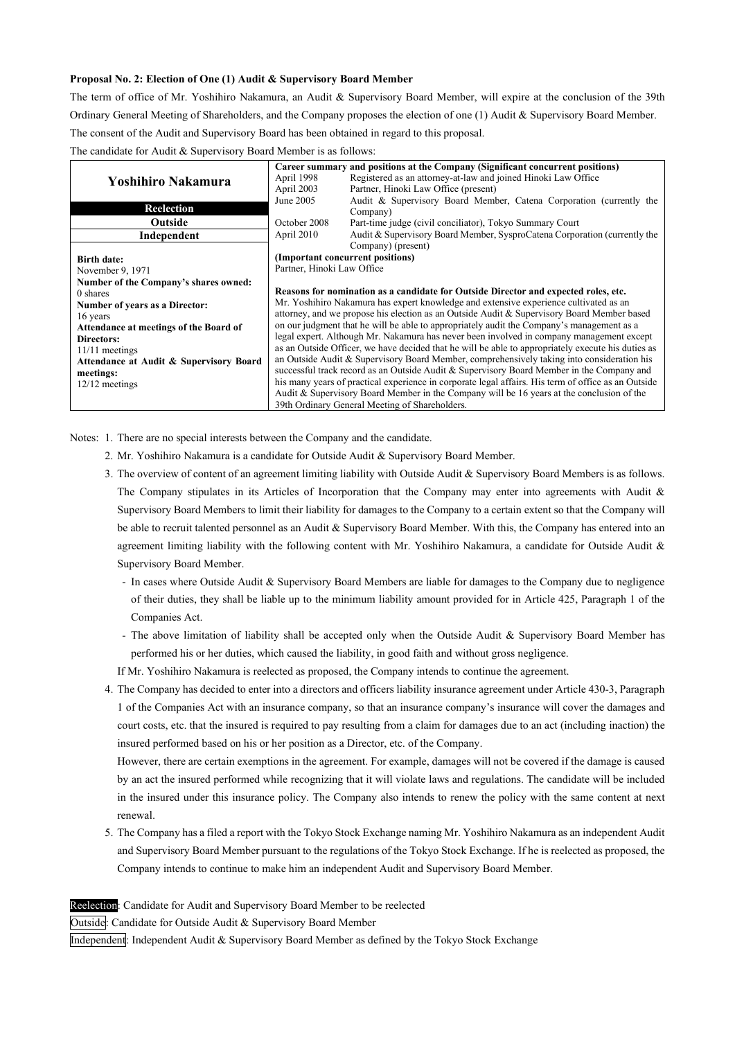**Proposal No. 2: Election of One (1) Audit & Supervisory Board Member**

The term of office of Mr. Yoshihiro Nakamura, an Audit & Supervisory Board Member, will expire at the conclusion of the 39th Ordinary General Meeting of Shareholders, and the Company proposes the election of one (1) Audit & Supervisory Board Member.

The consent of the Audit and Supervisory Board has been obtained in regard to this proposal.

The candidate for Audit & Supervisory Board Member is as follows:

| | |
|---|---|
| **Yoshihiro Nakamura**<br><br>**Reelection**<br>**Outside**<br>**Independent**<br><br>**Birth date:**<br>November 9, 1971<br>**Number of the Company's shares owned:**<br>0 shares<br>**Number of years as a Director:**<br>16 years<br>**Attendance at meetings of the Board of Directors:**<br>11/11 meetings<br>**Attendance at Audit & Supervisory Board meetings:**<br>12/12 meetings | **Career summary and positions at the Company (Significant concurrent positions)**<br>April 1998 Registered as an attorney-at-law and joined Hinoki Law Office<br>April 2003 Partner, Hinoki Law Office (present)<br>June 2005 Audit & Supervisory Board Member, Catena Corporation (currently the Company)<br>October 2008 Part-time judge (civil conciliator), Tokyo Summary Court<br>April 2010 Audit & Supervisory Board Member, SysproCatena Corporation (currently the Company) (present)<br>**(Important concurrent positions)**<br>Partner, Hinoki Law Office<br><br>**Reasons for nomination as a candidate for Outside Director and expected roles, etc.**<br>Mr. Yoshihiro Nakamura has expert knowledge and extensive experience cultivated as an attorney, and we propose his election as an Outside Audit & Supervisory Board Member based on our judgment that he will be able to appropriately audit the Company's management as a legal expert. Although Mr. Nakamura has never been involved in company management except as an Outside Officer, we have decided that he will be able to appropriately execute his duties as an Outside Audit & Supervisory Board Member, comprehensively taking into consideration his successful track record as an Outside Audit & Supervisory Board Member in the Company and his many years of practical experience in corporate legal affairs. His term of office as an Outside Audit & Supervisory Board Member in the Company will be 16 years at the conclusion of the 39th Ordinary General Meeting of Shareholders. |

Notes:
1. There are no special interests between the Company and the candidate.
2. Mr. Yoshihiro Nakamura is a candidate for Outside Audit & Supervisory Board Member.
3. The overview of content of an agreement limiting liability with Outside Audit & Supervisory Board Members is as follows. The Company stipulates in its Articles of Incorporation that the Company may enter into agreements with Audit & Supervisory Board Members to limit their liability for damages to the Company to a certain extent so that the Company will be able to recruit talented personnel as an Audit & Supervisory Board Member. With this, the Company has entered into an agreement limiting liability with the following content with Mr. Yoshihiro Nakamura, a candidate for Outside Audit & Supervisory Board Member.
   - In cases where Outside Audit & Supervisory Board Members are liable for damages to the Company due to negligence of their duties, they shall be liable up to the minimum liability amount provided for in Article 425, Paragraph 1 of the Companies Act.
   - The above limitation of liability shall be accepted only when the Outside Audit & Supervisory Board Member has performed his or her duties, which caused the liability, in good faith and without gross negligence.

   If Mr. Yoshihiro Nakamura is reelected as proposed, the Company intends to continue the agreement.
4. The Company has decided to enter into a directors and officers liability insurance agreement under Article 430-3, Paragraph 1 of the Companies Act with an insurance company, so that an insurance company's insurance will cover the damages and court costs, etc. that the insured is required to pay resulting from a claim for damages due to an act (including inaction) the insured performed based on his or her position as a Director, etc. of the Company.
   However, there are certain exemptions in the agreement. For example, damages will not be covered if the damage is caused by an act the insured performed while recognizing that it will violate laws and regulations. The candidate will be included in the insured under this insurance policy. The Company also intends to renew the policy with the same content at next renewal.
5. The Company has a filed a report with the Tokyo Stock Exchange naming Mr. Yoshihiro Nakamura as an independent Audit and Supervisory Board Member pursuant to the regulations of the Tokyo Stock Exchange. If he is reelected as proposed, the Company intends to continue to make him an independent Audit and Supervisory Board Member.

Reelection: Candidate for Audit and Supervisory Board Member to be reelected

Outside: Candidate for Outside Audit & Supervisory Board Member

Independent: Independent Audit & Supervisory Board Member as defined by the Tokyo Stock Exchange